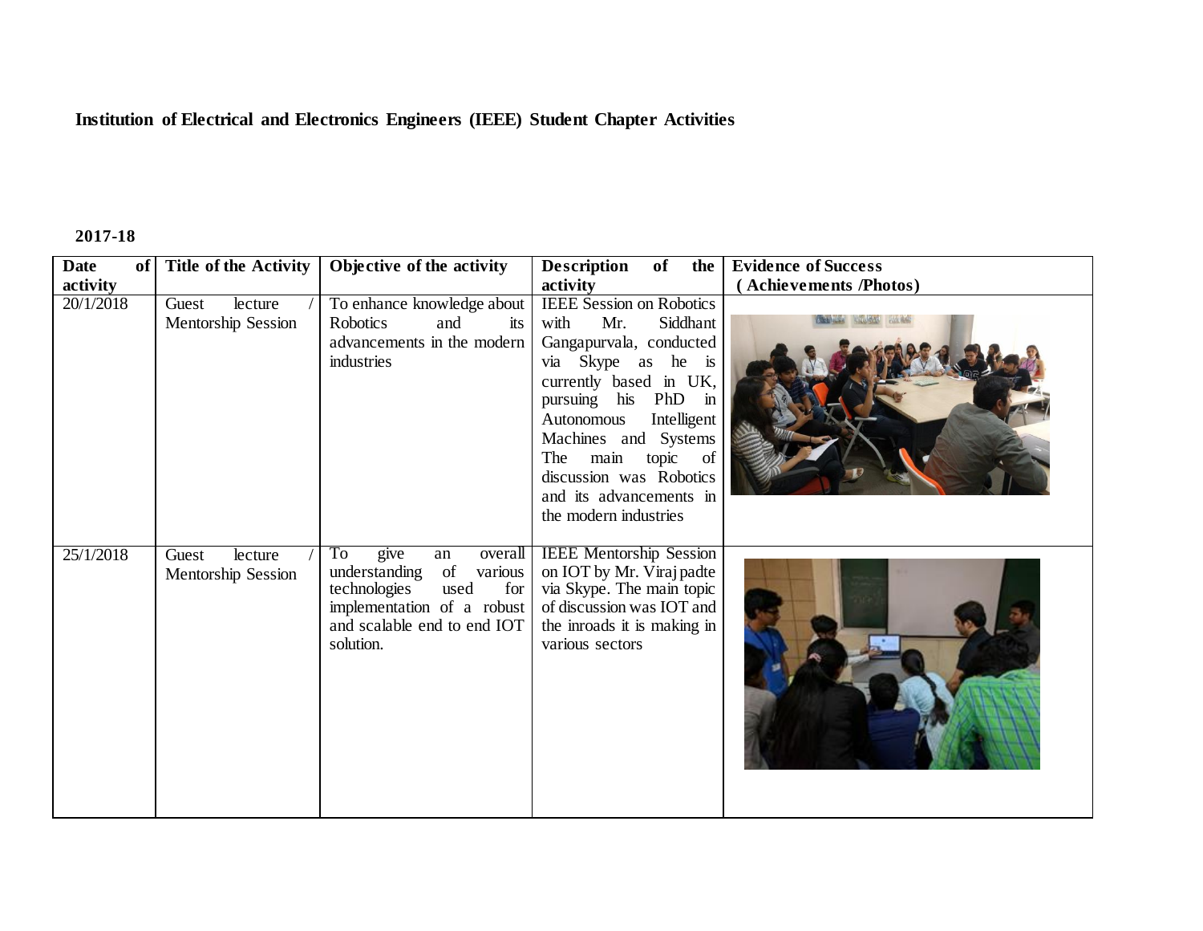**Institution of Electrical and Electronics Engineers (IEEE) Student Chapter Activities**

**2017-18**

| Date of activity | Title of the Activity | Objective of the activity | Description of the activity | Evidence of Success (Achievements /Photos) |
|---|---|---|---|---|
| 20/1/2018 | Guest lecture / Mentorship Session | To enhance knowledge about Robotics and its advancements in the modern industries | IEEE Session on Robotics with Mr. Siddhant Gangapurvala, conducted via Skype as he is currently based in UK, pursuing his PhD in Autonomous Intelligent Machines and Systems The main topic of discussion was Robotics and its advancements in the modern industries | |
| 25/1/2018 | Guest lecture / Mentorship Session | To give an overall understanding of various technologies used for implementation of a robust and scalable end to end IOT solution. | IEEE Mentorship Session on IOT by Mr. Viraj padte via Skype. The main topic of discussion was IOT and the inroads it is making in various sectors | |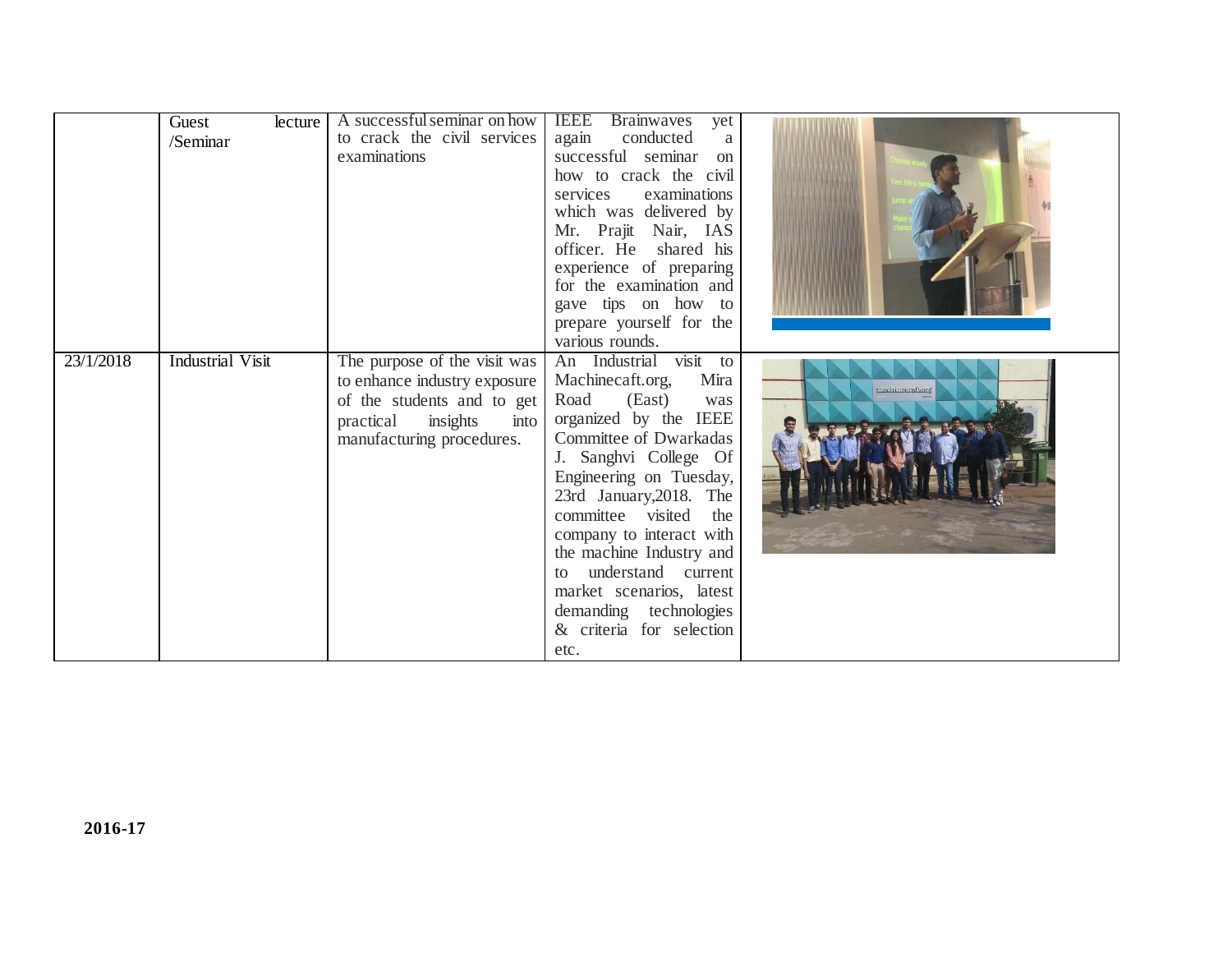|  |  |  |  |  |
|---|---|---|---|---|
|  | Guest lecture /Seminar | A successful seminar on how to crack the civil services examinations | IEEE Brainwaves yet again conducted a successful seminar on how to crack the civil services examinations which was delivered by Mr. Prajit Nair, IAS officer. He shared his experience of preparing for the examination and gave tips on how to prepare yourself for the various rounds. |  |
| 23/1/2018 | Industrial Visit | The purpose of the visit was to enhance industry exposure of the students and to get practical insights into manufacturing procedures. | An Industrial visit to Machinecaft.org, Mira Road (East) was organized by the IEEE Committee of Dwarkadas J. Sanghvi College Of Engineering on Tuesday, 23rd January,2018. The committee visited the company to interact with the machine Industry and to understand current market scenarios, latest demanding technologies & criteria for selection etc. |  |

**2016-17**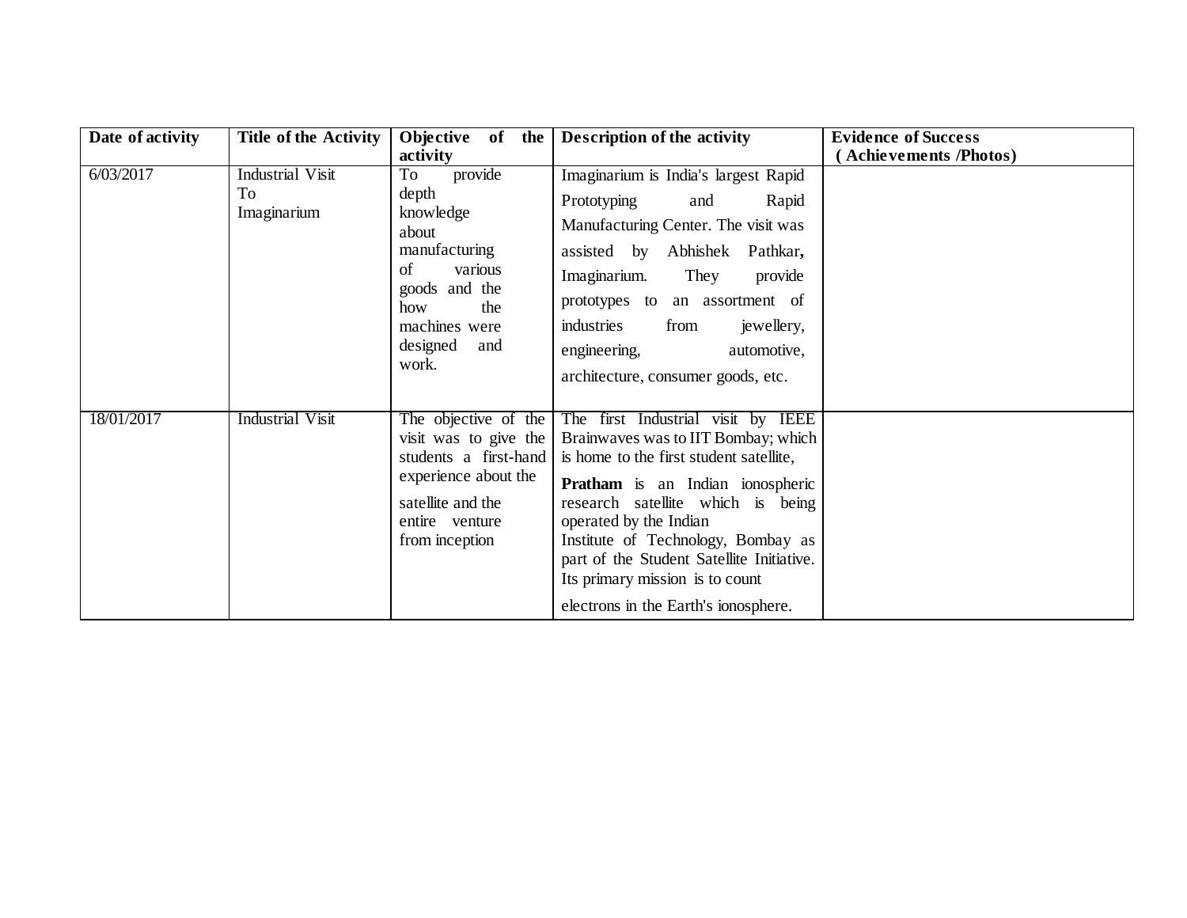| Date of activity | Title of the Activity | Objective of the activity | Description of the activity | Evidence of Success ( Achievements /Photos) |
|---|---|---|---|---|
| 6/03/2017 | Industrial Visit To Imaginarium | To provide depth knowledge about manufacturing of various goods and the how the machines were designed and work. | Imaginarium is India's largest Rapid Prototyping and Rapid Manufacturing Center. The visit was assisted by Abhishek Pathkar**,** Imaginarium. They provide prototypes to an assortment of industries from jewellery, engineering, automotive, architecture, consumer goods, etc. | |
| 18/01/2017 | Industrial Visit | The objective of the visit was to give the students a first-hand experience about the satellite and the entire venture from inception | The first Industrial visit by IEEE Brainwaves was to IIT Bombay; which is home to the first student satellite, **Pratham** is an Indian ionospheric research satellite which is being operated by the Indian Institute of Technology, Bombay as part of the Student Satellite Initiative. Its primary mission is to count electrons in the Earth's ionosphere. | |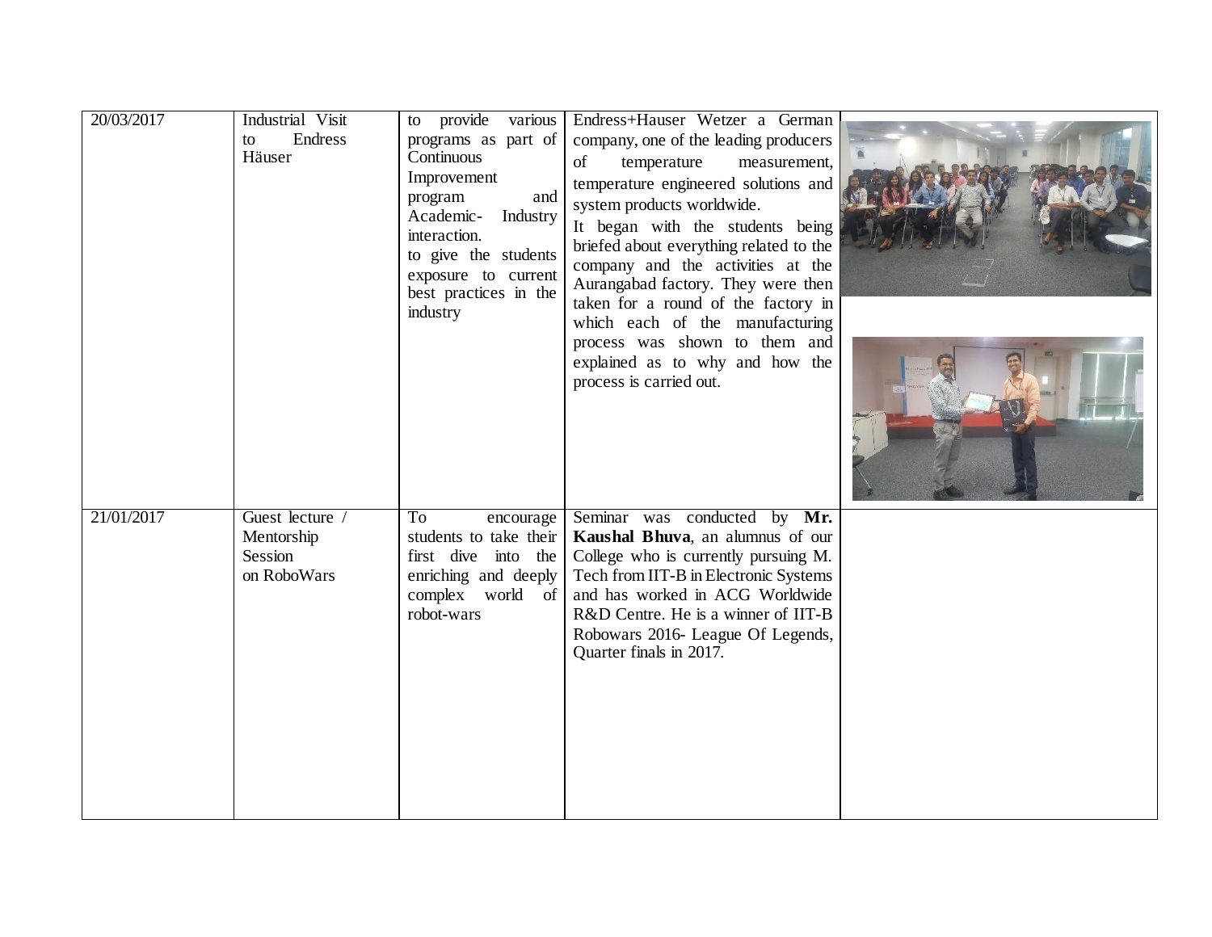| | | | | |
|---|---|---|---|---|
| 20/03/2017 | Industrial Visit to Endress Häuser | to provide various programs as part of Continuous Improvement program and Academic- Industry interaction. to give the students exposure to current best practices in the industry | Endress+Hauser Wetzer a German company, one of the leading producers of temperature measurement, temperature engineered solutions and system products worldwide. It began with the students being briefed about everything related to the company and the activities at the Aurangabad factory. They were then taken for a round of the factory in which each of the manufacturing process was shown to them and explained as to why and how the process is carried out. | |
| 21/01/2017 | Guest lecture / Mentorship Session on RoboWars | To encourage students to take their first dive into the enriching and deeply complex world of robot-wars | Seminar was conducted by **Mr. Kaushal Bhuva**, an alumnus of our College who is currently pursuing M. Tech from IIT-B in Electronic Systems and has worked in ACG Worldwide R&D Centre. He is a winner of IIT-B Robowars 2016- League Of Legends, Quarter finals in 2017. | |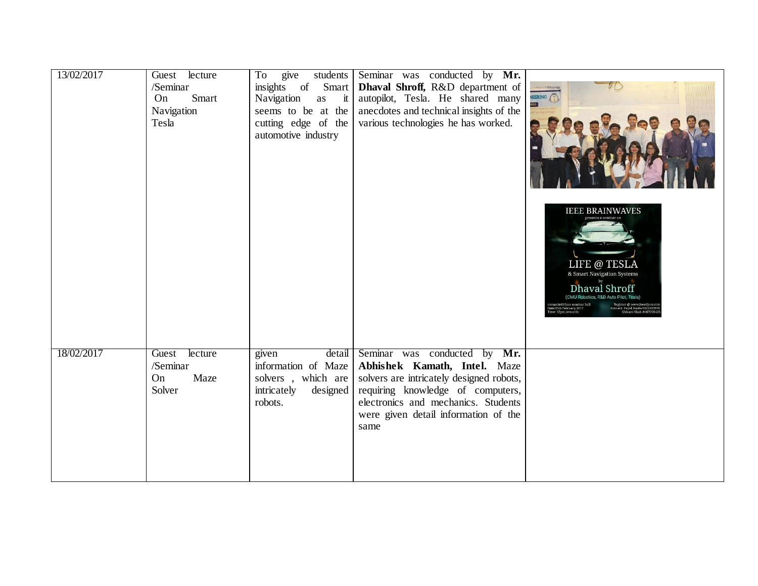| 13/02/2017 | Guest lecture /Seminar On Smart Navigation Tesla | To give students insights of Smart Navigation as it seems to be at the cutting edge of the automotive industry | Seminar was conducted by **Mr. Dhaval Shroff,** R&D department of autopilot, Tesla. He shared many anecdotes and technical insights of the various technologies he has worked. | |
|---|---|---|---|---|
| 18/02/2017 | Guest lecture /Seminar On Maze Solver | given detail information of Maze solvers , which are intricately designed robots. | Seminar was conducted by **Mr. Abhishek Kamath, Intel.** Maze solvers are intricately designed robots, requiring knowledge of computers, electronics and mechanics. Students were given detail information of the same | |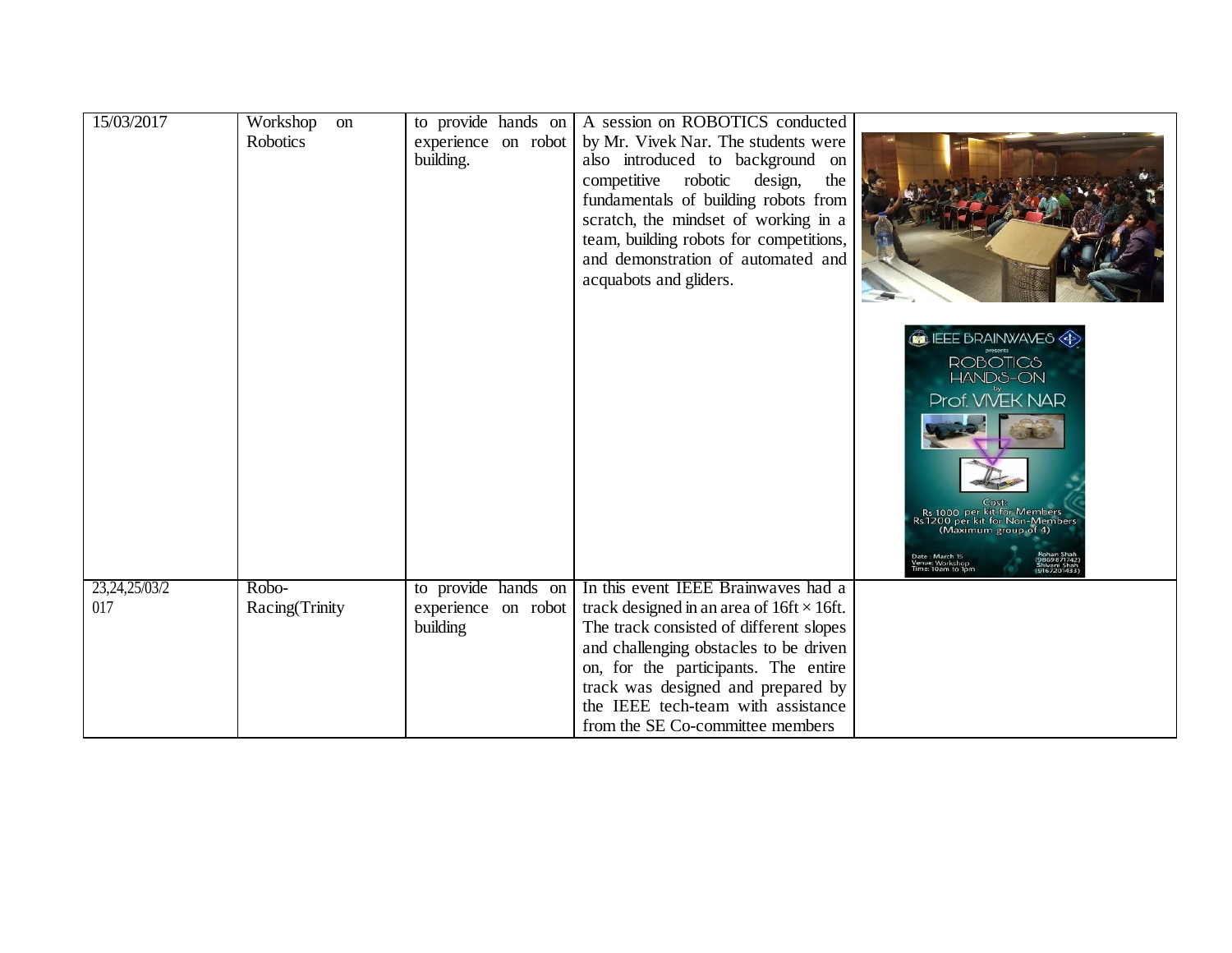| 15/03/2017 | Workshop on Robotics | to provide hands on experience on robot building. | A session on ROBOTICS conducted by Mr. Vivek Nar. The students were also introduced to background on competitive robotic design, the fundamentals of building robots from scratch, the mindset of working in a team, building robots for competitions, and demonstration of automated and acquabots and gliders. | |
|---|---|---|---|---|
| 23,24,25/03/2017 | Robo-Racing(Trinity | to provide hands on experience on robot building | In this event IEEE Brainwaves had a track designed in an area of 16ft × 16ft. The track consisted of different slopes and challenging obstacles to be driven on, for the participants. The entire track was designed and prepared by the IEEE tech-team with assistance from the SE Co-committee members | |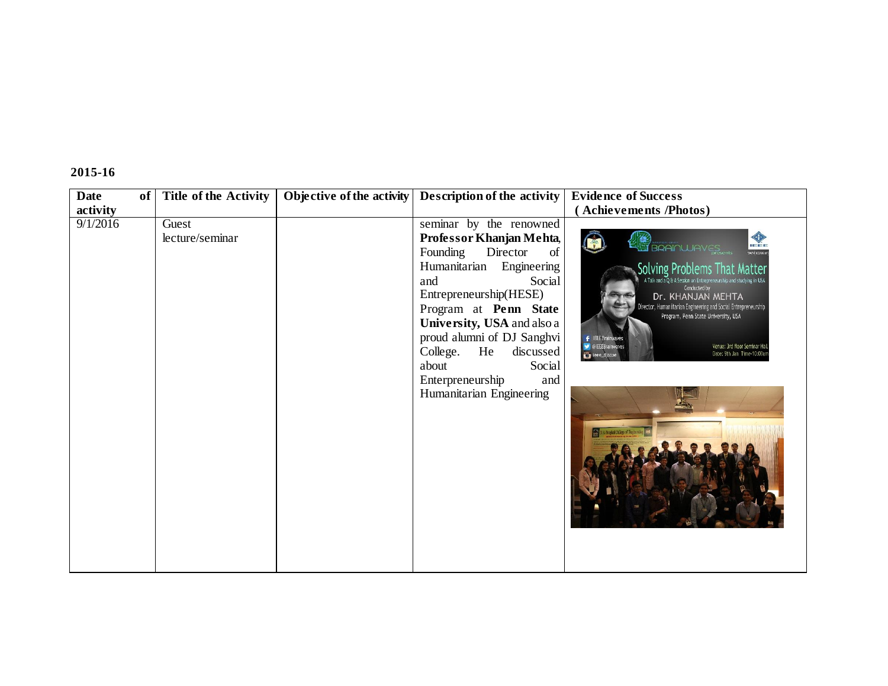**2015-16**

| Date of activity | Title of the Activity | Objective of the activity | Description of the activity | Evidence of Success (Achievements /Photos) |
|---|---|---|---|---|
| 9/1/2016 | Guest lecture/seminar | | seminar by the renowned **Professor Khanjan Mehta**, Founding Director of Humanitarian Engineering and Social Entrepreneurship(HESE) Program at **Penn State University, USA** and also a proud alumni of DJ Sanghvi College. He discussed about Social Enterpreneurship and Humanitarian Engineering | |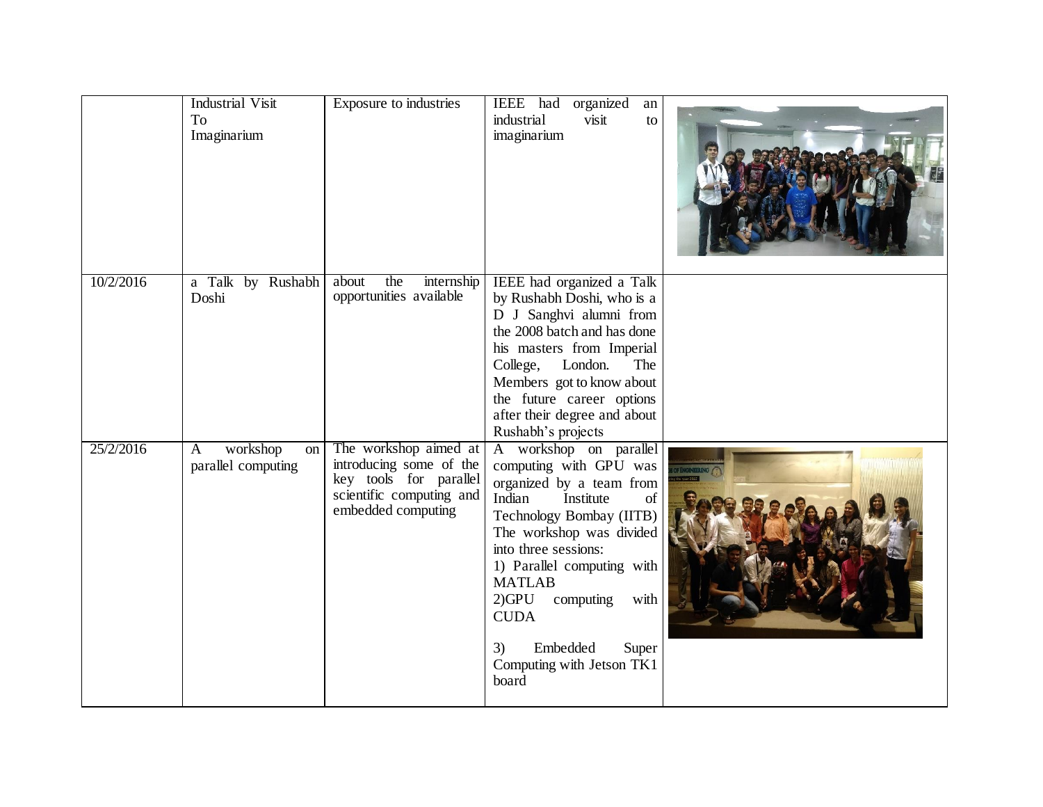| | | | | |
|---|---|---|---|---|
| | Industrial Visit To Imaginarium | Exposure to industries | IEEE had organized an industrial visit to imaginarium | |
| 10/2/2016 | a Talk by Rushabh Doshi | about the internship opportunities available | IEEE had organized a Talk by Rushabh Doshi, who is a D J Sanghvi alumni from the 2008 batch and has done his masters from Imperial College, London. The Members got to know about the future career options after their degree and about Rushabh's projects | |
| 25/2/2016 | A workshop on parallel computing | The workshop aimed at introducing some of the key tools for parallel scientific computing and embedded computing | A workshop on parallel computing with GPU was organized by a team from Indian Institute of Technology Bombay (IITB) The workshop was divided into three sessions:<br>1) Parallel computing with MATLAB<br>2)GPU computing with CUDA<br>3) Embedded Super Computing with Jetson TK1 board | |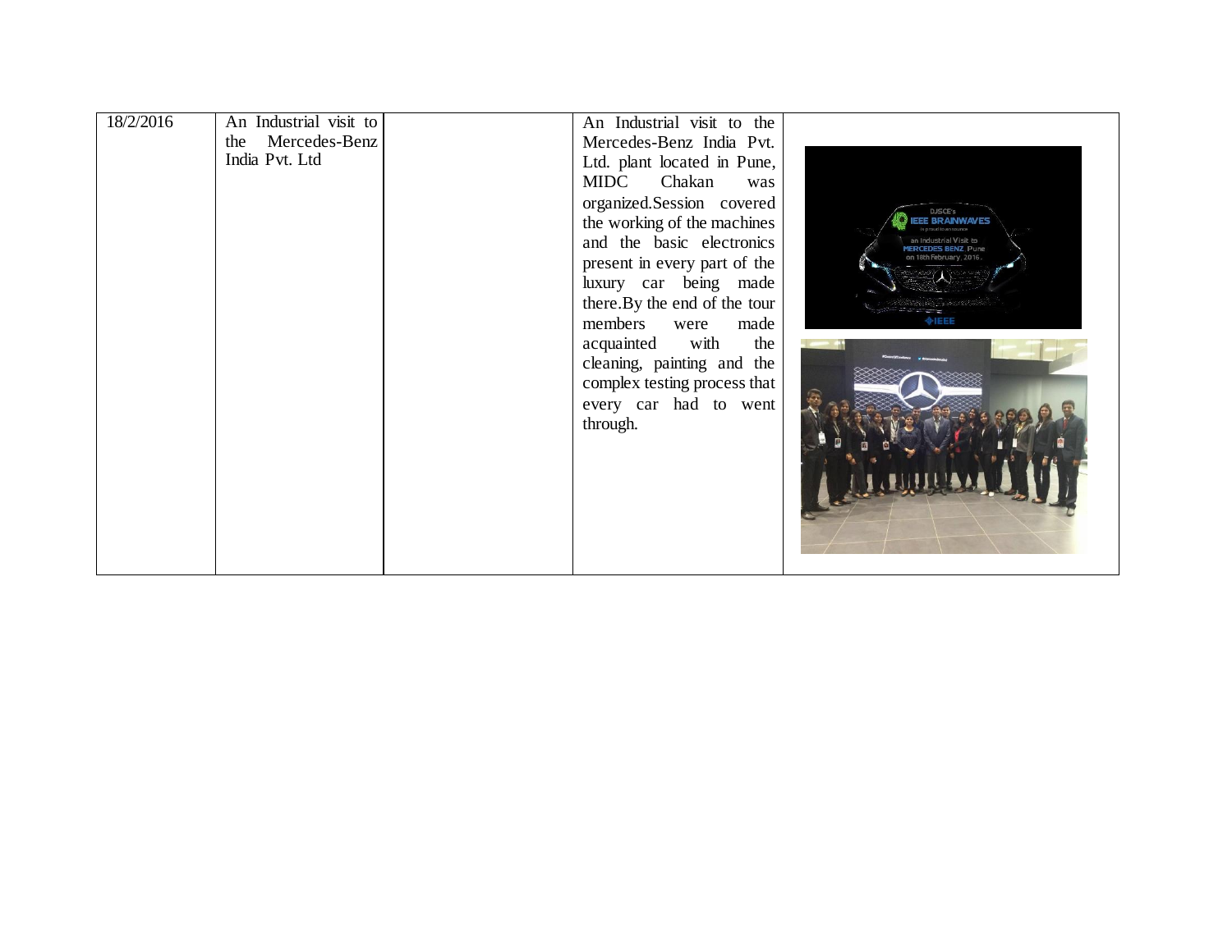| 18/2/2016 | An Industrial visit to the Mercedes-Benz India Pvt. Ltd | | An Industrial visit to the Mercedes-Benz India Pvt. Ltd. plant located in Pune, MIDC Chakan was organized.Session covered the working of the machines and the basic electronics present in every part of the luxury car being made there.By the end of the tour members were made acquainted with the cleaning, painting and the complex testing process that every car had to went through. | |
|---|---|---|---|---|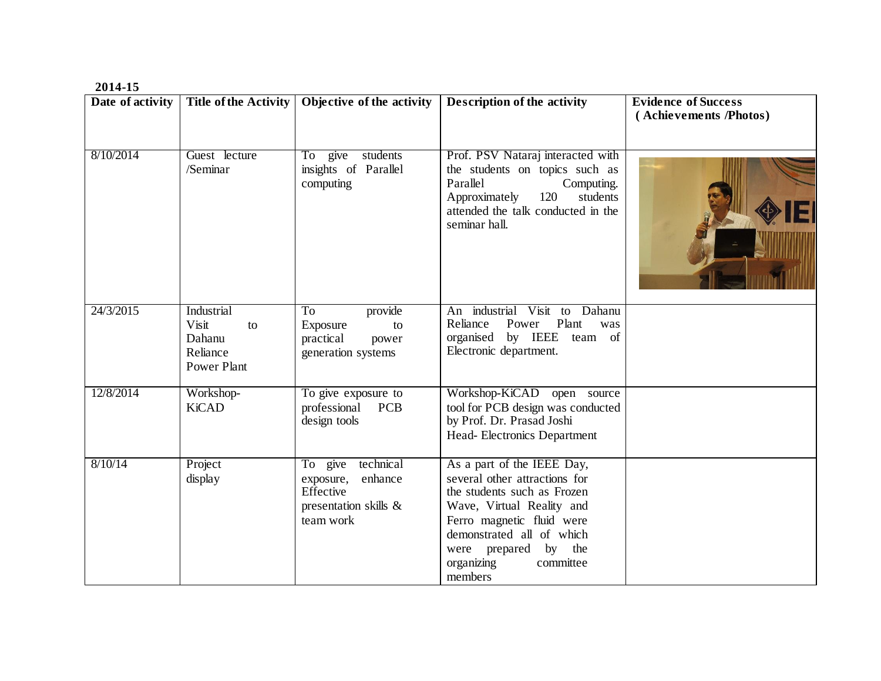**2014-15**

| Date of activity | Title of the Activity | Objective of the activity | Description of the activity | Evidence of Success (Achievements /Photos) |
|---|---|---|---|---|
| 8/10/2014 | Guest lecture /Seminar | To give students insights of Parallel computing | Prof. PSV Nataraj interacted with the students on topics such as Parallel Computing. Approximately 120 students attended the talk conducted in the seminar hall. | |
| 24/3/2015 | Industrial Visit to Dahanu Reliance Power Plant | To provide Exposure to practical power generation systems | An industrial Visit to Dahanu Reliance Power Plant was organised by IEEE team of Electronic department. | |
| 12/8/2014 | Workshop-KiCAD | To give exposure to professional PCB design tools | Workshop-KiCAD open source tool for PCB design was conducted by Prof. Dr. Prasad Joshi Head- Electronics Department | |
| 8/10/14 | Project display | To give technical exposure, enhance Effective presentation skills & team work | As a part of the IEEE Day, several other attractions for the students such as Frozen Wave, Virtual Reality and Ferro magnetic fluid were demonstrated all of which were prepared by the organizing committee members | |